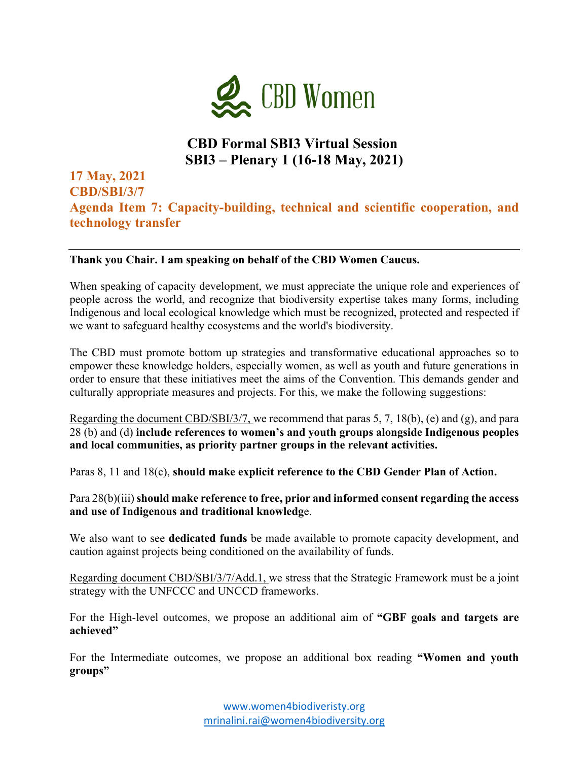CBD Women

# CBD Formal SBI3 Virtual Session
# SBI3 – Plenary 1 (16-18 May, 2021)

## 17 May, 2021
## CBD/SBI/3/7
## Agenda Item 7: Capacity-building, technical and scientific cooperation, and technology transfer

---

**Thank you Chair. I am speaking on behalf of the CBD Women Caucus.**

When speaking of capacity development, we must appreciate the unique role and experiences of people across the world, and recognize that biodiversity expertise takes many forms, including Indigenous and local ecological knowledge which must be recognized, protected and respected if we want to safeguard healthy ecosystems and the world's biodiversity.

The CBD must promote bottom up strategies and transformative educational approaches so to empower these knowledge holders, especially women, as well as youth and future generations in order to ensure that these initiatives meet the aims of the Convention. This demands gender and culturally appropriate measures and projects. For this, we make the following suggestions:

Regarding the document CBD/SBI/3/7, we recommend that paras 5, 7, 18(b), (e) and (g), and para 28 (b) and (d) **include references to women's and youth groups alongside Indigenous peoples and local communities, as priority partner groups in the relevant activities.**

Paras 8, 11 and 18(c), **should make explicit reference to the CBD Gender Plan of Action.**

Para 28(b)(iii) **should make reference to free, prior and informed consent regarding the access and use of Indigenous and traditional knowledge**.

We also want to see **dedicated funds** be made available to promote capacity development, and caution against projects being conditioned on the availability of funds.

Regarding document CBD/SBI/3/7/Add.1, we stress that the Strategic Framework must be a joint strategy with the UNFCCC and UNCCD frameworks.

For the High-level outcomes, we propose an additional aim of **"GBF goals and targets are achieved"**

For the Intermediate outcomes, we propose an additional box reading **"Women and youth groups"**

www.women4biodiveristy.org
mrinalini.rai@women4biodiversity.org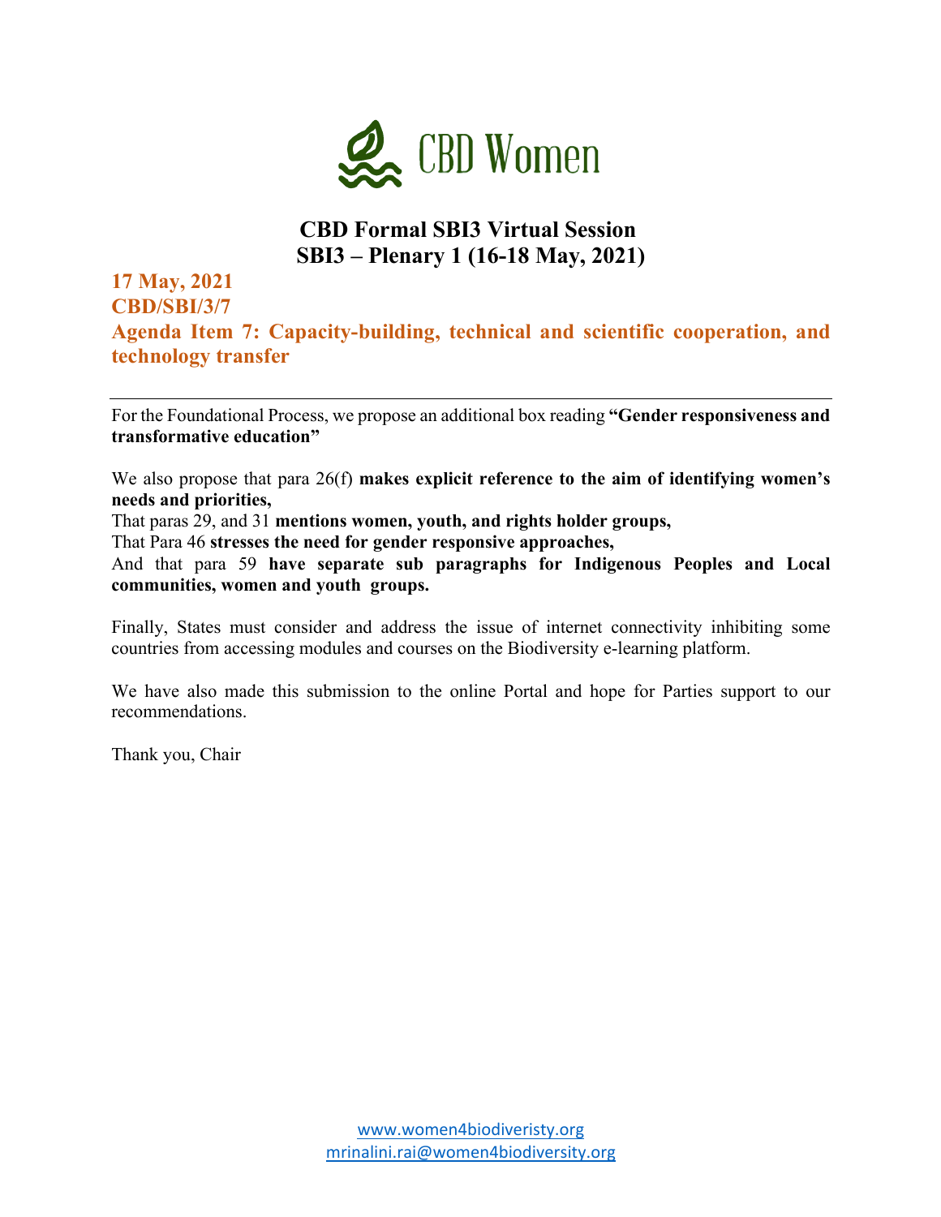CBD Women

# CBD Formal SBI3 Virtual Session
# SBI3 – Plenary 1 (16-18 May, 2021)

## 17 May, 2021
## CBD/SBI/3/7
## Agenda Item 7: Capacity-building, technical and scientific cooperation, and technology transfer

---

For the Foundational Process, we propose an additional box reading **"Gender responsiveness and transformative education"**

We also propose that para 26(f) **makes explicit reference to the aim of identifying women's needs and priorities,**
That paras 29, and 31 **mentions women, youth, and rights holder groups,**
That Para 46 **stresses the need for gender responsive approaches,**
And that para 59 **have separate sub paragraphs for Indigenous Peoples and Local communities, women and youth groups.**

Finally, States must consider and address the issue of internet connectivity inhibiting some countries from accessing modules and courses on the Biodiversity e-learning platform.

We have also made this submission to the online Portal and hope for Parties support to our recommendations.

Thank you, Chair

www.women4biodiveristy.org
mrinalini.rai@women4biodiversity.org